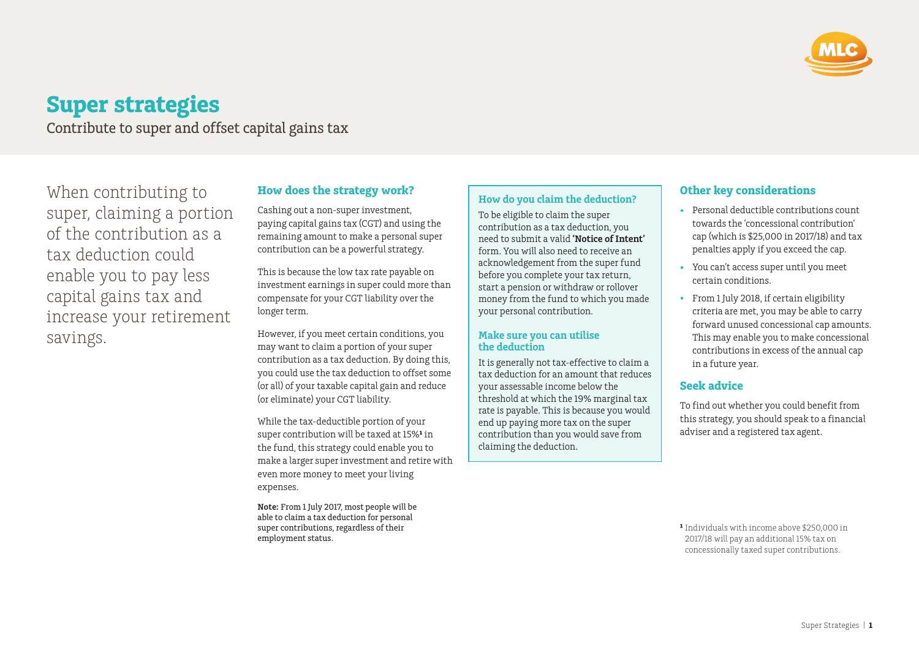# Super strategies

Contribute to super and offset capital gains tax

When contributing to super, claiming a portion of the contribution as a tax deduction could enable you to pay less capital gains tax and increase your retirement savings.

## How does the strategy work?

Cashing out a non-super investment, paying capital gains tax (CGT) and using the remaining amount to make a personal super contribution can be a powerful strategy.

This is because the low tax rate payable on investment earnings in super could more than compensate for your CGT liability over the longer term.

However, if you meet certain conditions, you may want to claim a portion of your super contribution as a tax deduction. By doing this, you could use the tax deduction to offset some (or all) of your taxable capital gain and reduce (or eliminate) your CGT liability.

While the tax-deductible portion of your super contribution will be taxed at 15%[1] in the fund, this strategy could enable you to make a larger super investment and retire with even more money to meet your living expenses.

**Note:** From 1 July 2017, most people will be able to claim a tax deduction for personal super contributions, regardless of their employment status.

### How do you claim the deduction?

To be eligible to claim the super contribution as a tax deduction, you need to submit a valid **'Notice of Intent'** form. You will also need to receive an acknowledgement from the super fund before you complete your tax return, start a pension or withdraw or rollover money from the fund to which you made your personal contribution.

### Make sure you can utilise the deduction

It is generally not tax-effective to claim a tax deduction for an amount that reduces your assessable income below the threshold at which the 19% marginal tax rate is payable. This is because you would end up paying more tax on the super contribution than you would save from claiming the deduction.

## Other key considerations

- Personal deductible contributions count towards the 'concessional contribution' cap (which is $25,000 in 2017/18) and tax penalties apply if you exceed the cap.
- You can't access super until you meet certain conditions.
- From 1 July 2018, if certain eligibility criteria are met, you may be able to carry forward unused concessional cap amounts. This may enable you to make concessional contributions in excess of the annual cap in a future year.

## Seek advice

To find out whether you could benefit from this strategy, you should speak to a financial adviser and a registered tax agent.

[1] Individuals with income above $250,000 in 2017/18 will pay an additional 15% tax on concessionally taxed super contributions.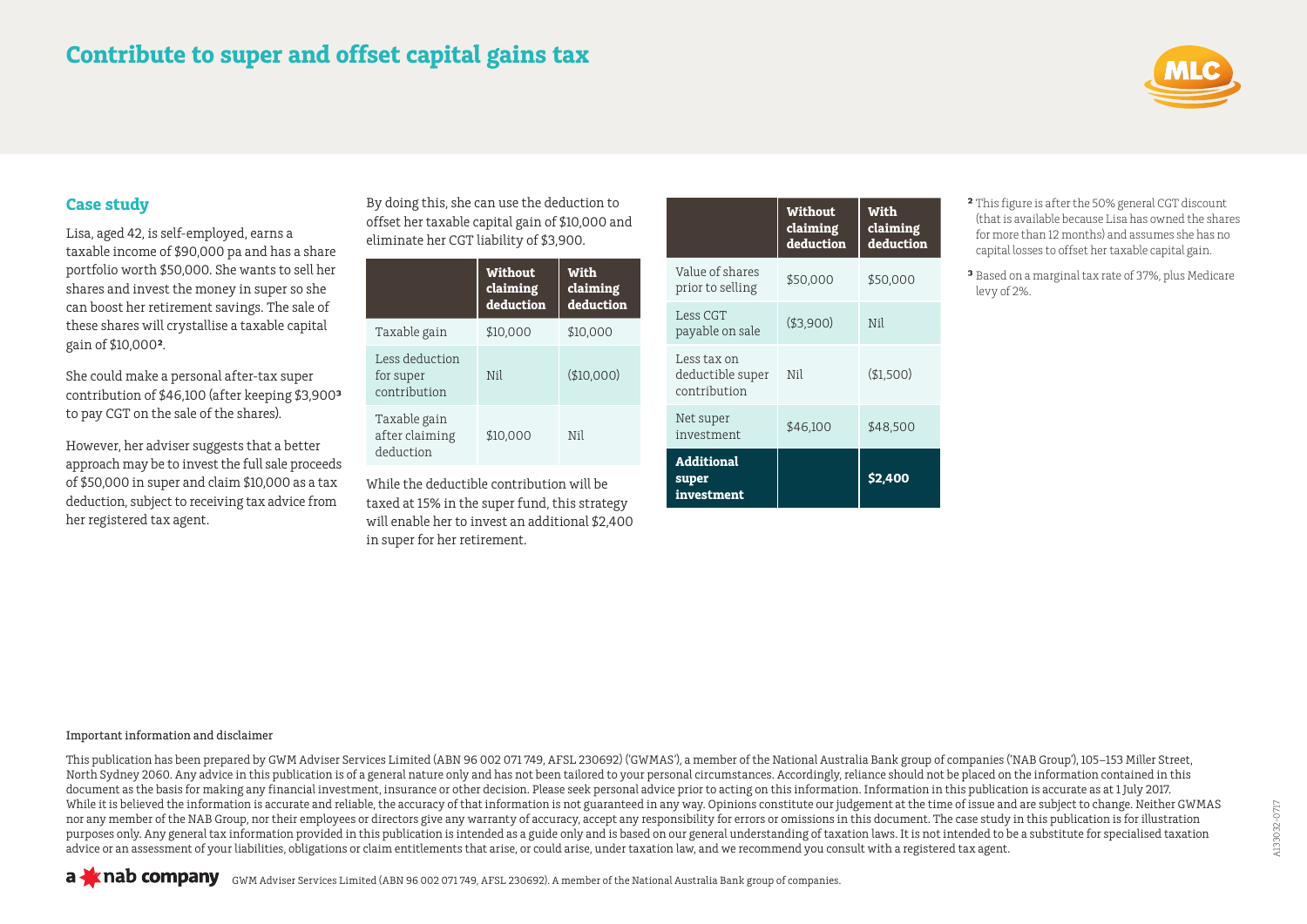# Contribute to super and offset capital gains tax

## Case study

Lisa, aged 42, is self-employed, earns a taxable income of $90,000 pa and has a share portfolio worth $50,000. She wants to sell her shares and invest the money in super so she can boost her retirement savings. The sale of these shares will crystallise a taxable capital gain of $10,000[2].

She could make a personal after-tax super contribution of $46,100 (after keeping $3,900[3] to pay CGT on the sale of the shares).

However, her adviser suggests that a better approach may be to invest the full sale proceeds of $50,000 in super and claim $10,000 as a tax deduction, subject to receiving tax advice from her registered tax agent.

By doing this, she can use the deduction to offset her taxable capital gain of $10,000 and eliminate her CGT liability of $3,900.

| | Without claiming deduction | With claiming deduction |
|---|---|---|
| Taxable gain | $10,000 | $10,000 |
| Less deduction for super contribution | Nil | ($10,000) |
| Taxable gain after claiming deduction | $10,000 | Nil |

While the deductible contribution will be taxed at 15% in the super fund, this strategy will enable her to invest an additional $2,400 in super for her retirement.

| | Without claiming deduction | With claiming deduction |
|---|---|---|
| Value of shares prior to selling | $50,000 | $50,000 |
| Less CGT payable on sale | ($3,900) | Nil |
| Less tax on deductible super contribution | Nil | ($1,500) |
| Net super investment | $46,100 | $48,500 |
| **Additional super investment** | | **$2,400** |

[2] This figure is after the 50% general CGT discount (that is available because Lisa has owned the shares for more than 12 months) and assumes she has no capital losses to offset her taxable capital gain.

[3] Based on a marginal tax rate of 37%, plus Medicare levy of 2%.

Important information and disclaimer

This publication has been prepared by GWM Adviser Services Limited (ABN 96 002 071 749, AFSL 230692) ('GWMAS'), a member of the National Australia Bank group of companies ('NAB Group'), 105–153 Miller Street, North Sydney 2060. Any advice in this publication is of a general nature only and has not been tailored to your personal circumstances. Accordingly, reliance should not be placed on the information contained in this document as the basis for making any financial investment, insurance or other decision. Please seek personal advice prior to acting on this information. Information in this publication is accurate as at 1 July 2017. While it is believed the information is accurate and reliable, the accuracy of that information is not guaranteed in any way. Opinions constitute our judgement at the time of issue and are subject to change. Neither GWMAS nor any member of the NAB Group, nor their employees or directors give any warranty of accuracy, accept any responsibility for errors or omissions in this document. The case study in this publication is for illustration purposes only. Any general tax information provided in this publication is intended as a guide only and is based on our general understanding of taxation laws. It is not intended to be a substitute for specialised taxation advice or an assessment of your liabilities, obligations or claim entitlements that arise, or could arise, under taxation law, and we recommend you consult with a registered tax agent.

a nab company GWM Adviser Services Limited (ABN 96 002 071 749, AFSL 230692). A member of the National Australia Bank group of companies.

A133032-0717